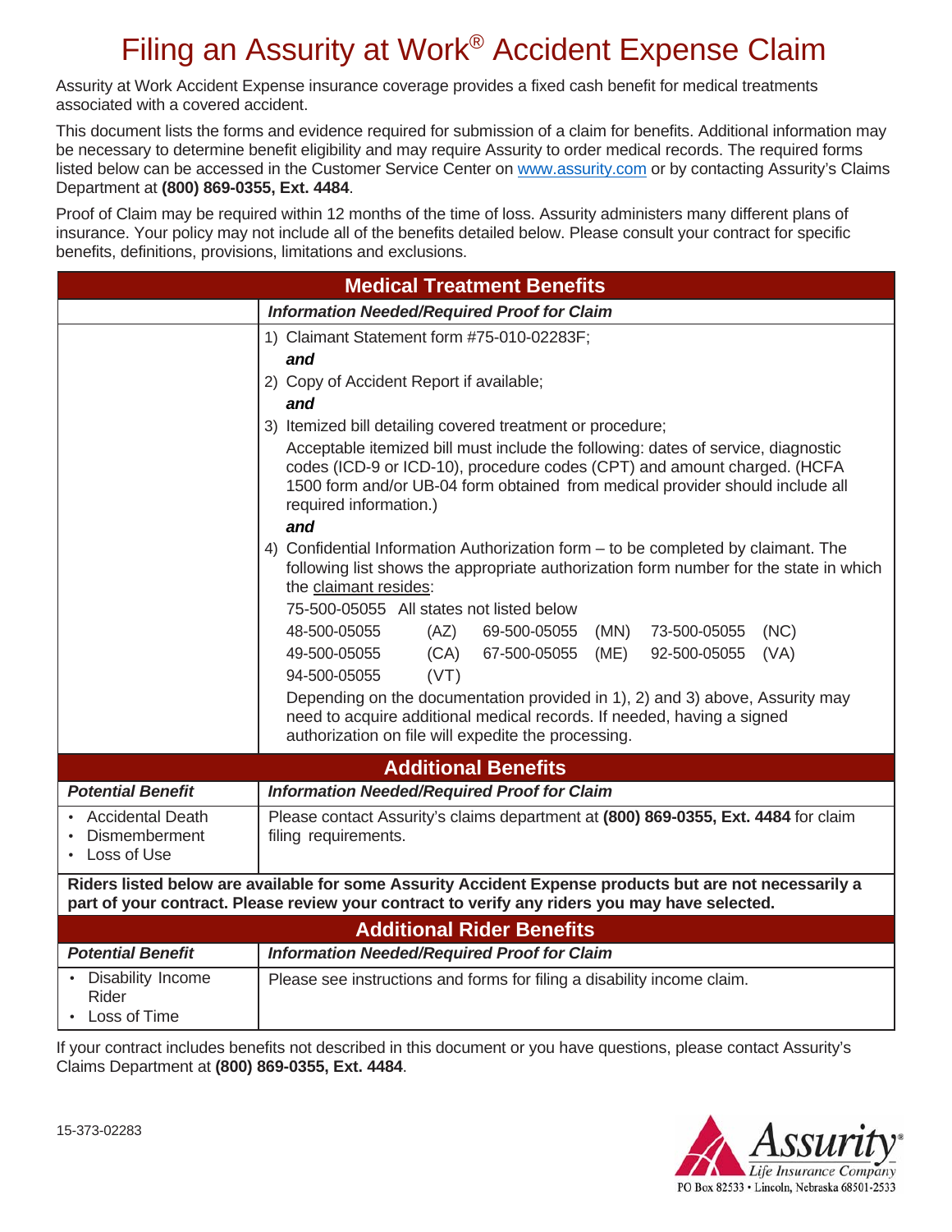# Filing an Assurity at Work® Accident Expense Claim

Assurity at Work Accident Expense insurance coverage provides a fixed cash benefit for medical treatments associated with a covered accident.

This document lists the forms and evidence required for submission of a claim for benefits. Additional information may be necessary to determine benefit eligibility and may require Assurity to order medical records. The required forms listed below can be accessed in the Customer Service Center on www.assurity.com or by contacting Assurity's Claims Department at **(800) 869-0355, Ext. 4484**.

Proof of Claim may be required within 12 months of the time of loss. Assurity administers many different plans of insurance. Your policy may not include all of the benefits detailed below. Please consult your contract for specific benefits, definitions, provisions, limitations and exclusions.

## Medical Treatment Benefits

| | ***Information Needed/Required Proof for Claim*** |
|---|---|
| | 1) Claimant Statement form #75-010-02283F;<br>***and***<br>2) Copy of Accident Report if available;<br>***and***<br>3) Itemized bill detailing covered treatment or procedure;<br>Acceptable itemized bill must include the following: dates of service, diagnostic codes (ICD-9 or ICD-10), procedure codes (CPT) and amount charged. (HCFA 1500 form and/or UB-04 form obtained from medical provider should include all required information.)<br>***and***<br>4) Confidential Information Authorization form – to be completed by claimant. The following list shows the appropriate authorization form number for the state in which the claimant resides:<br>75-500-05055 All states not listed below<br>48-500-05055 (AZ) 69-500-05055 (MN) 73-500-05055 (NC)<br>49-500-05055 (CA) 67-500-05055 (ME) 92-500-05055 (VA)<br>94-500-05055 (VT)<br>Depending on the documentation provided in 1), 2) and 3) above, Assurity may need to acquire additional medical records. If needed, having a signed authorization on file will expedite the processing. |

## Additional Benefits

| ***Potential Benefit*** | ***Information Needed/Required Proof for Claim*** |
|---|---|
| • Accidental Death<br>• Dismemberment<br>• Loss of Use | Please contact Assurity's claims department at **(800) 869-0355, Ext. 4484** for claim filing requirements. |

**Riders listed below are available for some Assurity Accident Expense products but are not necessarily a part of your contract. Please review your contract to verify any riders you may have selected.**

## Additional Rider Benefits

| ***Potential Benefit*** | ***Information Needed/Required Proof for Claim*** |
|---|---|
| • Disability Income Rider<br>• Loss of Time | Please see instructions and forms for filing a disability income claim. |

If your contract includes benefits not described in this document or you have questions, please contact Assurity's Claims Department at **(800) 869-0355, Ext. 4484**.

15-373-02283

Assurity® Life Insurance Company
PO Box 82533 • Lincoln, Nebraska 68501-2533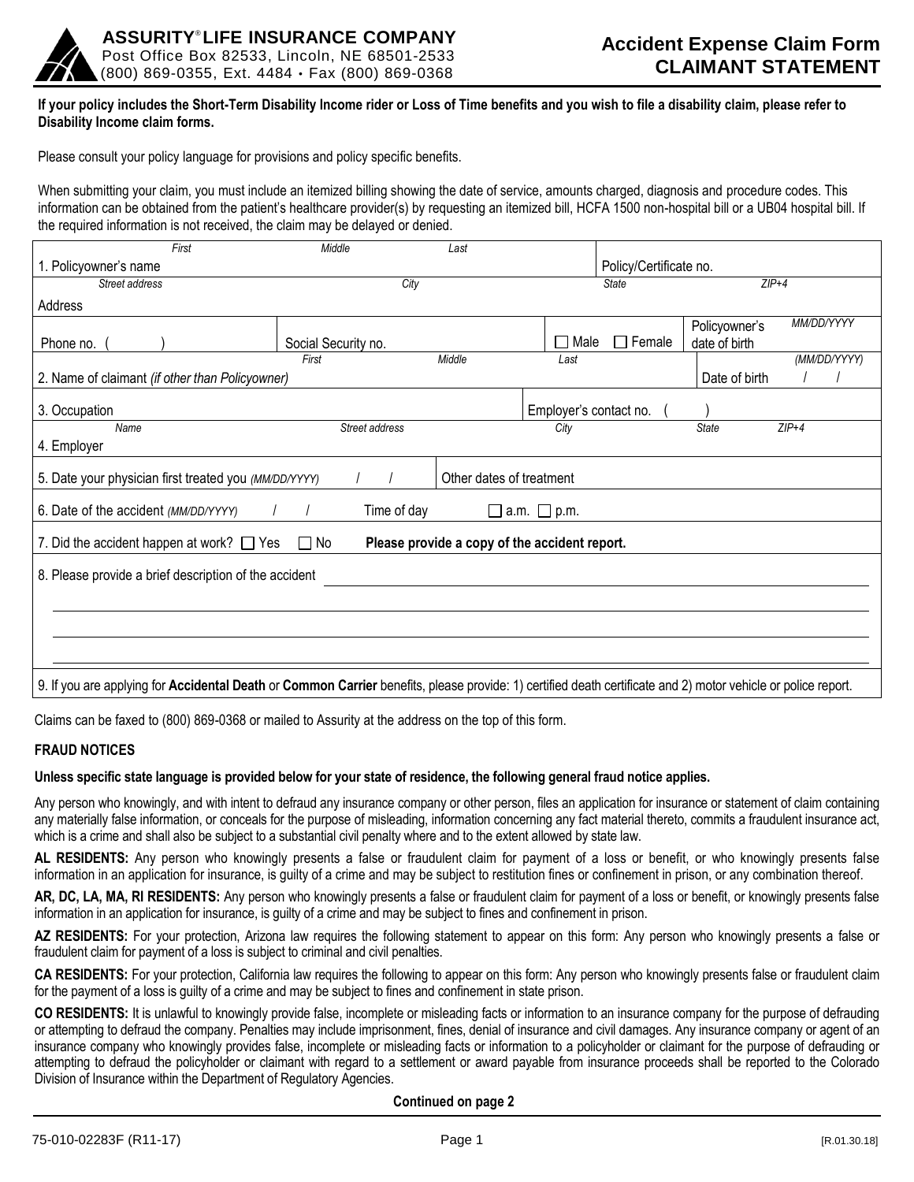**ASSURITY® LIFE INSURANCE COMPANY**
Post Office Box 82533, Lincoln, NE 68501-2533
(800) 869-0355, Ext. 4484 • Fax (800) 869-0368

# Accident Expense Claim Form
# CLAIMANT STATEMENT

**If your policy includes the Short-Term Disability Income rider or Loss of Time benefits and you wish to file a disability claim, please refer to Disability Income claim forms.**

Please consult your policy language for provisions and policy specific benefits.

When submitting your claim, you must include an itemized billing showing the date of service, amounts charged, diagnosis and procedure codes. This information can be obtained from the patient's healthcare provider(s) by requesting an itemized bill, HCFA 1500 non-hospital bill or a UB04 hospital bill. If the required information is not received, the claim may be delayed or denied.

| | | | | |
|---|---|---|---|---|
| 1. Policyowner's name (*First* / *Middle* / *Last*) | | | Policy/Certificate no. | |
| Address (*Street address* / *City* / *State* / *ZIP+4*) | | | | |
| Phone no. (    ) | Social Security no. | ☐ Male ☐ Female | Policyowner's date of birth *MM/DD/YYYY* | |
| 2. Name of claimant *(if other than Policyowner)* (*First* / *Middle* / *Last*) | | | Date of birth *(MM/DD/YYYY)*   /   / | |
| 3. Occupation | | Employer's contact no. (    ) | | |
| 4. Employer (*Name* / *Street address* / *City* / *State* / *ZIP+4*) | | | | |
| 5. Date your physician first treated you *(MM/DD/YYYY)*   /   / | Other dates of treatment | | | |
| 6. Date of the accident *(MM/DD/YYYY)*   /   / | Time of day | ☐ a.m. ☐ p.m. | | |
| 7. Did the accident happen at work? ☐ Yes ☐ No | **Please provide a copy of the accident report.** | | | |
| 8. Please provide a brief description of the accident | | | | |
| 9. If you are applying for **Accidental Death** or **Common Carrier** benefits, please provide: 1) certified death certificate and 2) motor vehicle or police report. | | | | |

Claims can be faxed to (800) 869-0368 or mailed to Assurity at the address on the top of this form.

## FRAUD NOTICES

**Unless specific state language is provided below for your state of residence, the following general fraud notice applies.**

Any person who knowingly, and with intent to defraud any insurance company or other person, files an application for insurance or statement of claim containing any materially false information, or conceals for the purpose of misleading, information concerning any fact material thereto, commits a fraudulent insurance act, which is a crime and shall also be subject to a substantial civil penalty where and to the extent allowed by state law.

**AL RESIDENTS:** Any person who knowingly presents a false or fraudulent claim for payment of a loss or benefit, or who knowingly presents false information in an application for insurance, is guilty of a crime and may be subject to restitution fines or confinement in prison, or any combination thereof.

**AR, DC, LA, MA, RI RESIDENTS:** Any person who knowingly presents a false or fraudulent claim for payment of a loss or benefit, or knowingly presents false information in an application for insurance, is guilty of a crime and may be subject to fines and confinement in prison.

**AZ RESIDENTS:** For your protection, Arizona law requires the following statement to appear on this form: Any person who knowingly presents a false or fraudulent claim for payment of a loss is subject to criminal and civil penalties.

**CA RESIDENTS:** For your protection, California law requires the following to appear on this form: Any person who knowingly presents false or fraudulent claim for the payment of a loss is guilty of a crime and may be subject to fines and confinement in state prison.

**CO RESIDENTS:** It is unlawful to knowingly provide false, incomplete or misleading facts or information to an insurance company for the purpose of defrauding or attempting to defraud the company. Penalties may include imprisonment, fines, denial of insurance and civil damages. Any insurance company or agent of an insurance company who knowingly provides false, incomplete or misleading facts or information to a policyholder or claimant for the purpose of defrauding or attempting to defraud the policyholder or claimant with regard to a settlement or award payable from insurance proceeds shall be reported to the Colorado Division of Insurance within the Department of Regulatory Agencies.

**Continued on page 2**

75-010-02283F (R11-17) [R.01.30.18]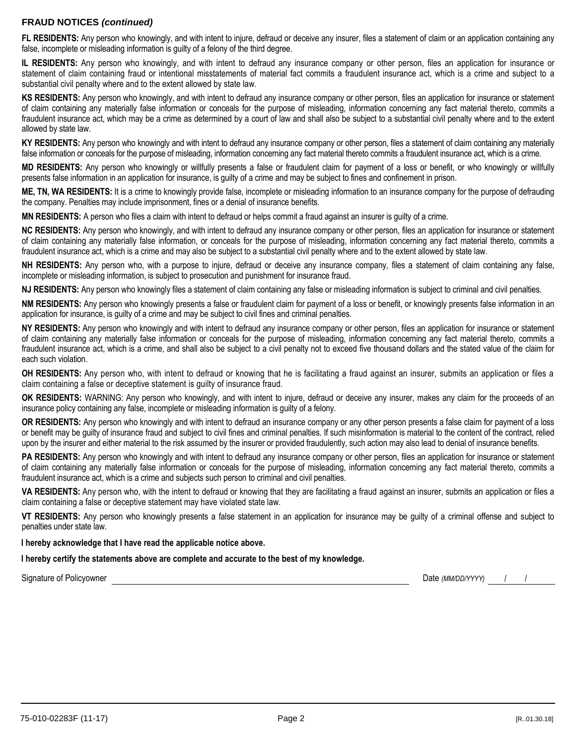## FRAUD NOTICES *(continued)*

**FL RESIDENTS:** Any person who knowingly, and with intent to injure, defraud or deceive any insurer, files a statement of claim or an application containing any false, incomplete or misleading information is guilty of a felony of the third degree.

**IL RESIDENTS:** Any person who knowingly, and with intent to defraud any insurance company or other person, files an application for insurance or statement of claim containing fraud or intentional misstatements of material fact commits a fraudulent insurance act, which is a crime and subject to a substantial civil penalty where and to the extent allowed by state law.

**KS RESIDENTS:** Any person who knowingly, and with intent to defraud any insurance company or other person, files an application for insurance or statement of claim containing any materially false information or conceals for the purpose of misleading, information concerning any fact material thereto, commits a fraudulent insurance act, which may be a crime as determined by a court of law and shall also be subject to a substantial civil penalty where and to the extent allowed by state law.

**KY RESIDENTS:** Any person who knowingly and with intent to defraud any insurance company or other person, files a statement of claim containing any materially false information or conceals for the purpose of misleading, information concerning any fact material thereto commits a fraudulent insurance act, which is a crime.

**MD RESIDENTS:** Any person who knowingly or willfully presents a false or fraudulent claim for payment of a loss or benefit, or who knowingly or willfully presents false information in an application for insurance, is guilty of a crime and may be subject to fines and confinement in prison.

**ME, TN, WA RESIDENTS:** It is a crime to knowingly provide false, incomplete or misleading information to an insurance company for the purpose of defrauding the company. Penalties may include imprisonment, fines or a denial of insurance benefits.

**MN RESIDENTS:** A person who files a claim with intent to defraud or helps commit a fraud against an insurer is guilty of a crime.

**NC RESIDENTS:** Any person who knowingly, and with intent to defraud any insurance company or other person, files an application for insurance or statement of claim containing any materially false information, or conceals for the purpose of misleading, information concerning any fact material thereto, commits a fraudulent insurance act, which is a crime and may also be subject to a substantial civil penalty where and to the extent allowed by state law.

**NH RESIDENTS:** Any person who, with a purpose to injure, defraud or deceive any insurance company, files a statement of claim containing any false, incomplete or misleading information, is subject to prosecution and punishment for insurance fraud.

**NJ RESIDENTS:** Any person who knowingly files a statement of claim containing any false or misleading information is subject to criminal and civil penalties.

**NM RESIDENTS:** Any person who knowingly presents a false or fraudulent claim for payment of a loss or benefit, or knowingly presents false information in an application for insurance, is guilty of a crime and may be subject to civil fines and criminal penalties.

**NY RESIDENTS:** Any person who knowingly and with intent to defraud any insurance company or other person, files an application for insurance or statement of claim containing any materially false information or conceals for the purpose of misleading, information concerning any fact material thereto, commits a fraudulent insurance act, which is a crime, and shall also be subject to a civil penalty not to exceed five thousand dollars and the stated value of the claim for each such violation.

**OH RESIDENTS:** Any person who, with intent to defraud or knowing that he is facilitating a fraud against an insurer, submits an application or files a claim containing a false or deceptive statement is guilty of insurance fraud.

**OK RESIDENTS:** WARNING: Any person who knowingly, and with intent to injure, defraud or deceive any insurer, makes any claim for the proceeds of an insurance policy containing any false, incomplete or misleading information is guilty of a felony.

**OR RESIDENTS:** Any person who knowingly and with intent to defraud an insurance company or any other person presents a false claim for payment of a loss or benefit may be guilty of insurance fraud and subject to civil fines and criminal penalties. If such misinformation is material to the content of the contract, relied upon by the insurer and either material to the risk assumed by the insurer or provided fraudulently, such action may also lead to denial of insurance benefits.

**PA RESIDENTS:** Any person who knowingly and with intent to defraud any insurance company or other person, files an application for insurance or statement of claim containing any materially false information or conceals for the purpose of misleading, information concerning any fact material thereto, commits a fraudulent insurance act, which is a crime and subjects such person to criminal and civil penalties.

**VA RESIDENTS:** Any person who, with the intent to defraud or knowing that they are facilitating a fraud against an insurer, submits an application or files a claim containing a false or deceptive statement may have violated state law.

**VT RESIDENTS:** Any person who knowingly presents a false statement in an application for insurance may be guilty of a criminal offense and subject to penalties under state law.

**I hereby acknowledge that I have read the applicable notice above.**

**I hereby certify the statements above are complete and accurate to the best of my knowledge.**

Signature of Policyowner ______________________________ Date *(MM/DD/YYYY)* ____/____/________

75-010-02283F (11-17) [R..01.30.18]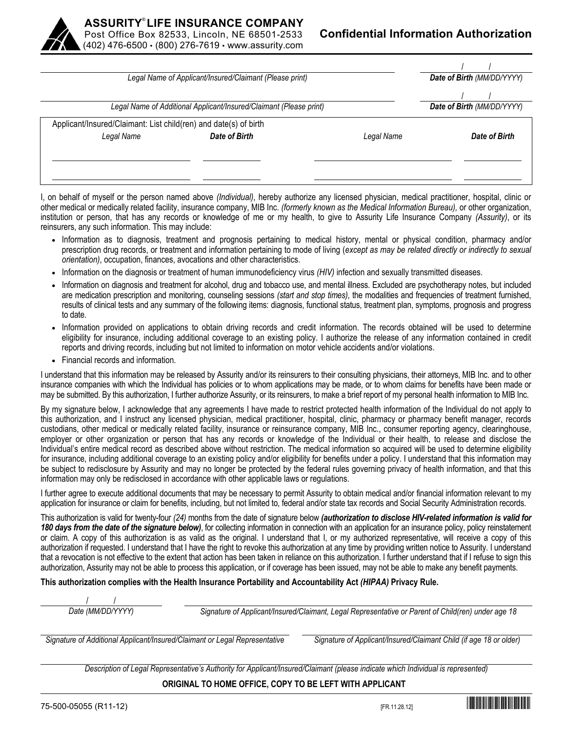**ASSURITY® LIFE INSURANCE COMPANY**
Post Office Box 82533, Lincoln, NE 68501-2533
(402) 476-6500 • (800) 276-7619 • www.assurity.com

# Confidential Information Authorization

| | |
|---|---|
| *Legal Name of Applicant/Insured/Claimant (Please print)* | / / **Date of Birth** *(MM/DD/YYYY)* |
| *Legal Name of Additional Applicant/Insured/Claimant (Please print)* | / / **Date of Birth** *(MM/DD/YYYY)* |

Applicant/Insured/Claimant: List child(ren) and date(s) of birth

| *Legal Name* | ***Date of Birth*** | *Legal Name* | ***Date of Birth*** |
|---|---|---|---|
| | | | |
| | | | |

I, on behalf of myself or the person named above *(Individual)*, hereby authorize any licensed physician, medical practitioner, hospital, clinic or other medical or medically related facility, insurance company, MIB Inc. *(formerly known as the Medical Information Bureau),* or other organization, institution or person, that has any records or knowledge of me or my health, to give to Assurity Life Insurance Company *(Assurity)*, or its reinsurers, any such information. This may include:

- Information as to diagnosis, treatment and prognosis pertaining to medical history, mental or physical condition, pharmacy and/or prescription drug records, or treatment and information pertaining to mode of living (*except as may be related directly or indirectly to sexual orientation)*, occupation, finances, avocations and other characteristics.
- Information on the diagnosis or treatment of human immunodeficiency virus *(HIV)* infection and sexually transmitted diseases.
- Information on diagnosis and treatment for alcohol, drug and tobacco use, and mental illness. Excluded are psychotherapy notes, but included are medication prescription and monitoring, counseling sessions *(start and stop times)*, the modalities and frequencies of treatment furnished, results of clinical tests and any summary of the following items: diagnosis, functional status, treatment plan, symptoms, prognosis and progress to date.
- Information provided on applications to obtain driving records and credit information. The records obtained will be used to determine eligibility for insurance, including additional coverage to an existing policy. I authorize the release of any information contained in credit reports and driving records, including but not limited to information on motor vehicle accidents and/or violations.
- Financial records and information.

I understand that this information may be released by Assurity and/or its reinsurers to their consulting physicians, their attorneys, MIB Inc. and to other insurance companies with which the Individual has policies or to whom applications may be made, or to whom claims for benefits have been made or may be submitted. By this authorization, I further authorize Assurity, or its reinsurers, to make a brief report of my personal health information to MIB Inc.

By my signature below, I acknowledge that any agreements I have made to restrict protected health information of the Individual do not apply to this authorization, and I instruct any licensed physician, medical practitioner, hospital, clinic, pharmacy or pharmacy benefit manager, records custodians, other medical or medically related facility, insurance or reinsurance company, MIB Inc., consumer reporting agency, clearinghouse, employer or other organization or person that has any records or knowledge of the Individual or their health, to release and disclose the Individual's entire medical record as described above without restriction. The medical information so acquired will be used to determine eligibility for insurance, including additional coverage to an existing policy and/or eligibility for benefits under a policy. I understand that this information may be subject to redisclosure by Assurity and may no longer be protected by the federal rules governing privacy of health information, and that this information may only be redisclosed in accordance with other applicable laws or regulations.

I further agree to execute additional documents that may be necessary to permit Assurity to obtain medical and/or financial information relevant to my application for insurance or claim for benefits, including, but not limited to, federal and/or state tax records and Social Security Administration records.

This authorization is valid for twenty-four *(24)* months from the date of signature below ***(authorization to disclose HIV-related information is valid for 180 days from the date of the signature below)***, for collecting information in connection with an application for an insurance policy, policy reinstatement or claim. A copy of this authorization is as valid as the original. I understand that I, or my authorized representative, will receive a copy of this authorization if requested. I understand that I have the right to revoke this authorization at any time by providing written notice to Assurity. I understand that a revocation is not effective to the extent that action has been taken in reliance on this authorization. I further understand that if I refuse to sign this authorization, Assurity may not be able to process this application, or if coverage has been issued, may not be able to make any benefit payments.

**This authorization complies with the Health Insurance Portability and Accountability Act *(HIPAA)* Privacy Rule.**

/ /
*Date (MM/DD/YYYY)*

*Signature of Applicant/Insured/Claimant, Legal Representative or Parent of Child(ren) under age 18*

*Signature of Additional Applicant/Insured/Claimant or Legal Representative*

*Signature of Applicant/Insured/Claimant Child (if age 18 or older)*

*Description of Legal Representative's Authority for Applicant/Insured/Claimant (please indicate which Individual is represented)*

**ORIGINAL TO HOME OFFICE, COPY TO BE LEFT WITH APPLICANT**

75-500-05055 (R11-12) [FR.11.28.12]